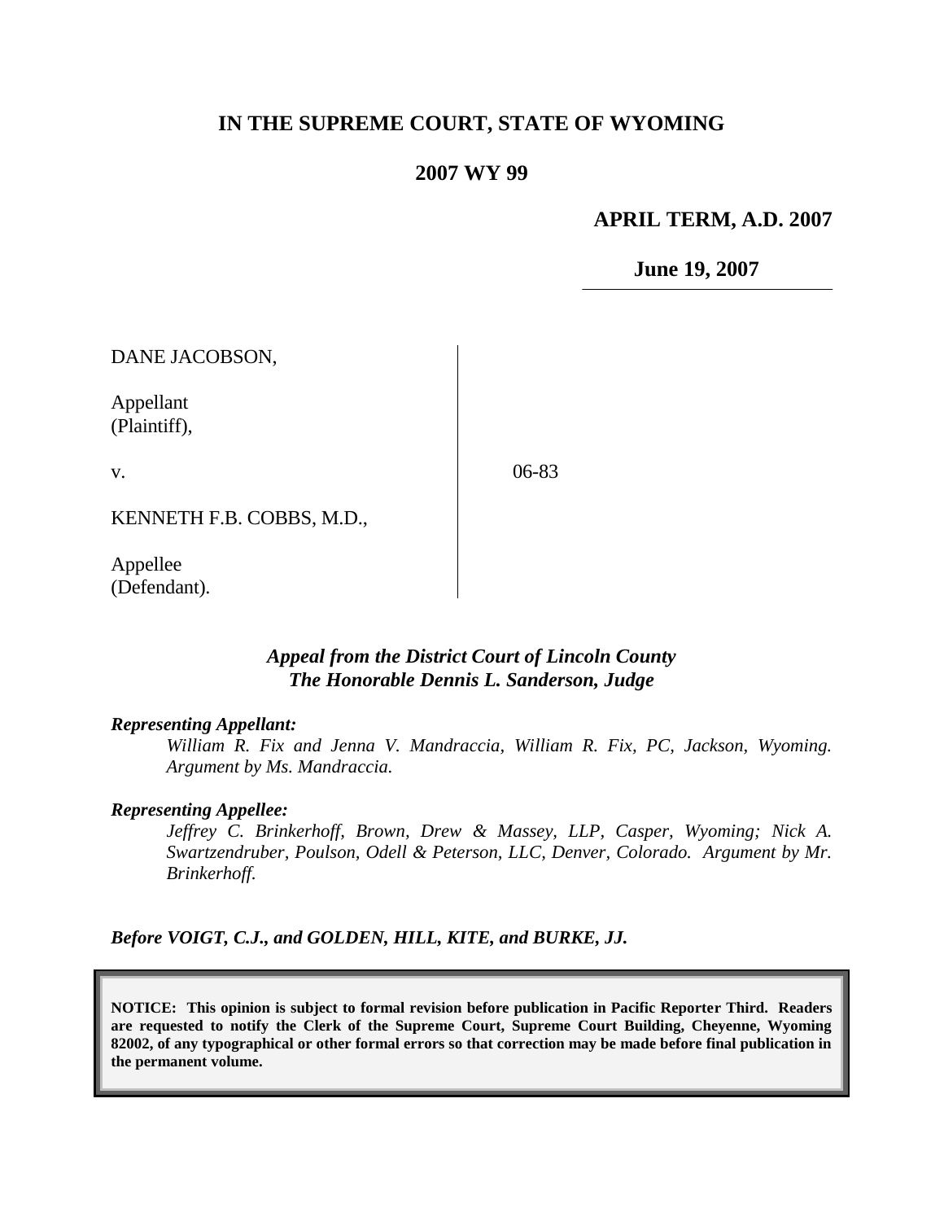# IN THE SUPREME COURT, STATE OF WYOMING

## 2007 WY 99

**APRIL TERM, A.D. 2007**

**June 19, 2007**

| | |
|---|---|
| DANE JACOBSON,<br><br>Appellant<br>(Plaintiff),<br><br>v.<br><br>KENNETH F.B. COBBS, M.D.,<br><br>Appellee<br>(Defendant). | 06-83 |

***Appeal from the District Court of Lincoln County***
***The Honorable Dennis L. Sanderson, Judge***

***Representing Appellant:***

*William R. Fix and Jenna V. Mandraccia, William R. Fix, PC, Jackson, Wyoming. Argument by Ms. Mandraccia.*

***Representing Appellee:***

*Jeffrey C. Brinkerhoff, Brown, Drew & Massey, LLP, Casper, Wyoming; Nick A. Swartzendruber, Poulson, Odell & Peterson, LLC, Denver, Colorado. Argument by Mr. Brinkerhoff.*

***Before VOIGT, C.J., and GOLDEN, HILL, KITE, and BURKE, JJ.***

**NOTICE: This opinion is subject to formal revision before publication in Pacific Reporter Third. Readers are requested to notify the Clerk of the Supreme Court, Supreme Court Building, Cheyenne, Wyoming 82002, of any typographical or other formal errors so that correction may be made before final publication in the permanent volume.**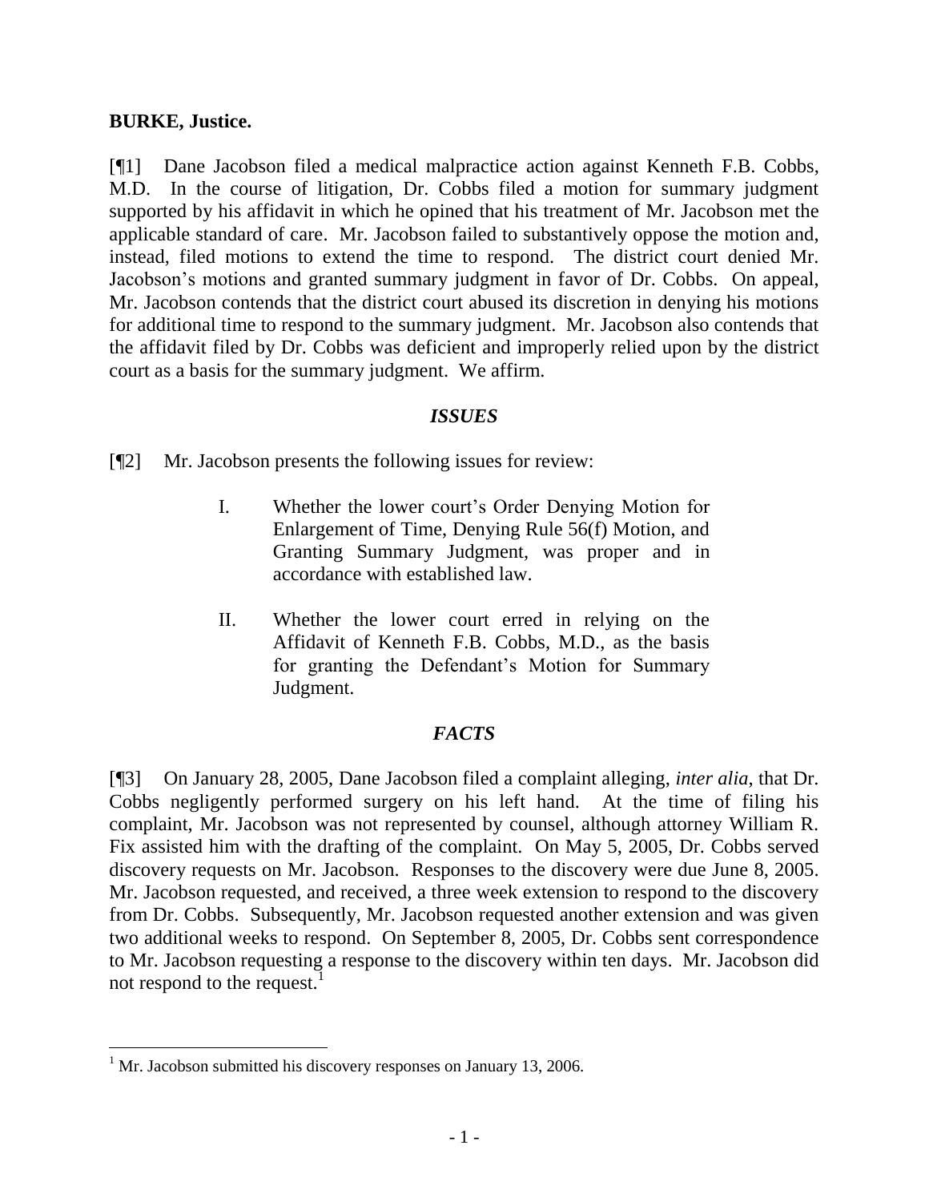**BURKE, Justice.**

[¶1] Dane Jacobson filed a medical malpractice action against Kenneth F.B. Cobbs, M.D. In the course of litigation, Dr. Cobbs filed a motion for summary judgment supported by his affidavit in which he opined that his treatment of Mr. Jacobson met the applicable standard of care. Mr. Jacobson failed to substantively oppose the motion and, instead, filed motions to extend the time to respond. The district court denied Mr. Jacobson's motions and granted summary judgment in favor of Dr. Cobbs. On appeal, Mr. Jacobson contends that the district court abused its discretion in denying his motions for additional time to respond to the summary judgment. Mr. Jacobson also contends that the affidavit filed by Dr. Cobbs was deficient and improperly relied upon by the district court as a basis for the summary judgment. We affirm.

## *ISSUES*

[¶2] Mr. Jacobson presents the following issues for review:

> I. Whether the lower court's Order Denying Motion for Enlargement of Time, Denying Rule 56(f) Motion, and Granting Summary Judgment, was proper and in accordance with established law.
>
> II. Whether the lower court erred in relying on the Affidavit of Kenneth F.B. Cobbs, M.D., as the basis for granting the Defendant's Motion for Summary Judgment.

## *FACTS*

[¶3] On January 28, 2005, Dane Jacobson filed a complaint alleging, *inter alia*, that Dr. Cobbs negligently performed surgery on his left hand. At the time of filing his complaint, Mr. Jacobson was not represented by counsel, although attorney William R. Fix assisted him with the drafting of the complaint. On May 5, 2005, Dr. Cobbs served discovery requests on Mr. Jacobson. Responses to the discovery were due June 8, 2005. Mr. Jacobson requested, and received, a three week extension to respond to the discovery from Dr. Cobbs. Subsequently, Mr. Jacobson requested another extension and was given two additional weeks to respond. On September 8, 2005, Dr. Cobbs sent correspondence to Mr. Jacobson requesting a response to the discovery within ten days. Mr. Jacobson did not respond to the request.[1]

[1] Mr. Jacobson submitted his discovery responses on January 13, 2006.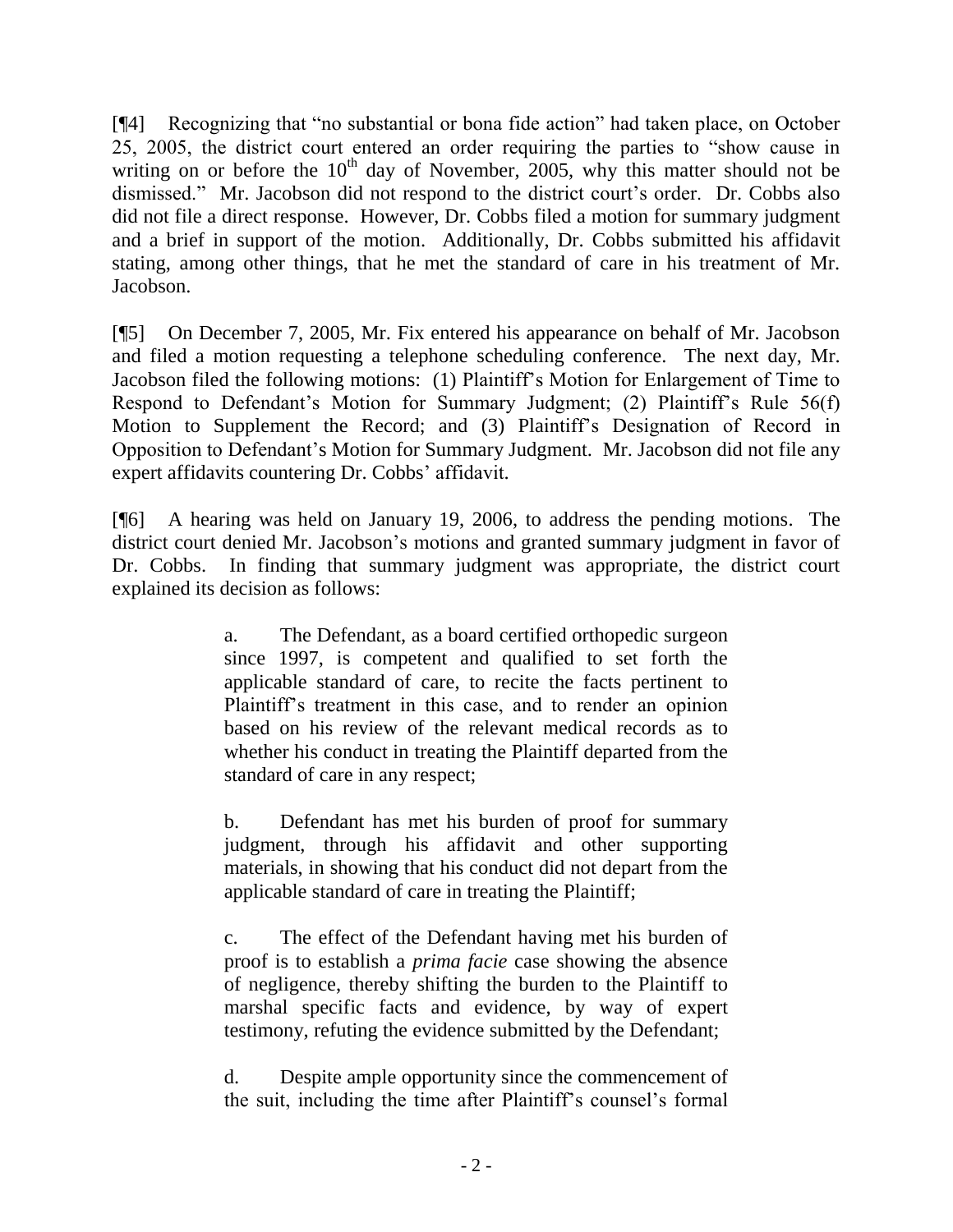[¶4] Recognizing that "no substantial or bona fide action" had taken place, on October 25, 2005, the district court entered an order requiring the parties to "show cause in writing on or before the 10th day of November, 2005, why this matter should not be dismissed." Mr. Jacobson did not respond to the district court's order. Dr. Cobbs also did not file a direct response. However, Dr. Cobbs filed a motion for summary judgment and a brief in support of the motion. Additionally, Dr. Cobbs submitted his affidavit stating, among other things, that he met the standard of care in his treatment of Mr. Jacobson.

[¶5] On December 7, 2005, Mr. Fix entered his appearance on behalf of Mr. Jacobson and filed a motion requesting a telephone scheduling conference. The next day, Mr. Jacobson filed the following motions: (1) Plaintiff's Motion for Enlargement of Time to Respond to Defendant's Motion for Summary Judgment; (2) Plaintiff's Rule 56(f) Motion to Supplement the Record; and (3) Plaintiff's Designation of Record in Opposition to Defendant's Motion for Summary Judgment. Mr. Jacobson did not file any expert affidavits countering Dr. Cobbs' affidavit.

[¶6] A hearing was held on January 19, 2006, to address the pending motions. The district court denied Mr. Jacobson's motions and granted summary judgment in favor of Dr. Cobbs. In finding that summary judgment was appropriate, the district court explained its decision as follows:

> a. The Defendant, as a board certified orthopedic surgeon since 1997, is competent and qualified to set forth the applicable standard of care, to recite the facts pertinent to Plaintiff's treatment in this case, and to render an opinion based on his review of the relevant medical records as to whether his conduct in treating the Plaintiff departed from the standard of care in any respect;
>
> b. Defendant has met his burden of proof for summary judgment, through his affidavit and other supporting materials, in showing that his conduct did not depart from the applicable standard of care in treating the Plaintiff;
>
> c. The effect of the Defendant having met his burden of proof is to establish a *prima facie* case showing the absence of negligence, thereby shifting the burden to the Plaintiff to marshal specific facts and evidence, by way of expert testimony, refuting the evidence submitted by the Defendant;
>
> d. Despite ample opportunity since the commencement of the suit, including the time after Plaintiff's counsel's formal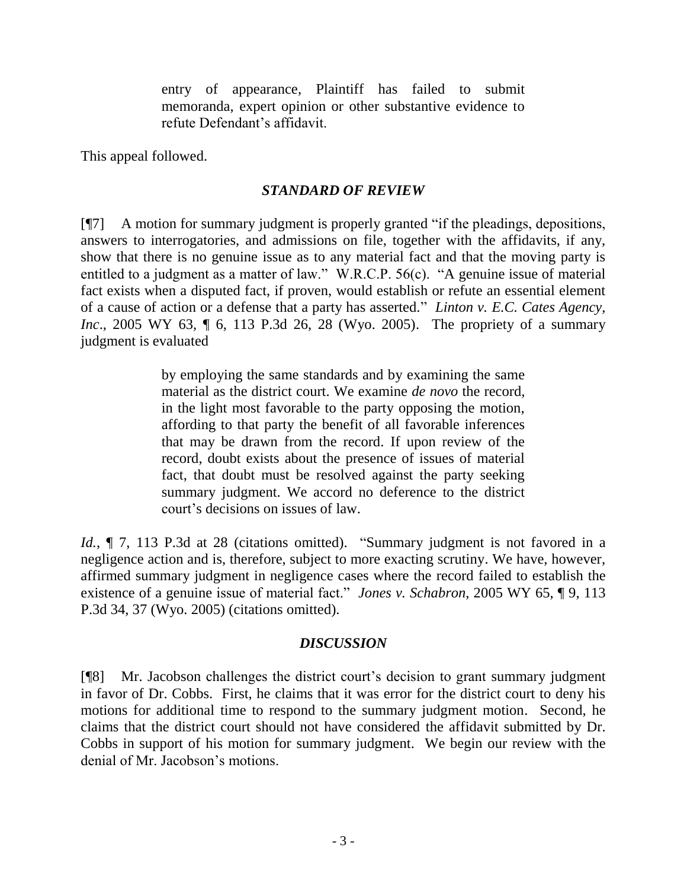> entry of appearance, Plaintiff has failed to submit memoranda, expert opinion or other substantive evidence to refute Defendant's affidavit.

This appeal followed.

## *STANDARD OF REVIEW*

[¶7] A motion for summary judgment is properly granted "if the pleadings, depositions, answers to interrogatories, and admissions on file, together with the affidavits, if any, show that there is no genuine issue as to any material fact and that the moving party is entitled to a judgment as a matter of law." W.R.C.P. 56(c). "A genuine issue of material fact exists when a disputed fact, if proven, would establish or refute an essential element of a cause of action or a defense that a party has asserted." *Linton v. E.C. Cates Agency, Inc*., 2005 WY 63, ¶ 6, 113 P.3d 26, 28 (Wyo. 2005). The propriety of a summary judgment is evaluated

> by employing the same standards and by examining the same material as the district court. We examine *de novo* the record, in the light most favorable to the party opposing the motion, affording to that party the benefit of all favorable inferences that may be drawn from the record. If upon review of the record, doubt exists about the presence of issues of material fact, that doubt must be resolved against the party seeking summary judgment. We accord no deference to the district court's decisions on issues of law.

*Id.*, ¶ 7, 113 P.3d at 28 (citations omitted). "Summary judgment is not favored in a negligence action and is, therefore, subject to more exacting scrutiny. We have, however, affirmed summary judgment in negligence cases where the record failed to establish the existence of a genuine issue of material fact." *Jones v. Schabron*, 2005 WY 65, ¶ 9, 113 P.3d 34, 37 (Wyo. 2005) (citations omitted).

## *DISCUSSION*

[¶8] Mr. Jacobson challenges the district court's decision to grant summary judgment in favor of Dr. Cobbs. First, he claims that it was error for the district court to deny his motions for additional time to respond to the summary judgment motion. Second, he claims that the district court should not have considered the affidavit submitted by Dr. Cobbs in support of his motion for summary judgment. We begin our review with the denial of Mr. Jacobson's motions.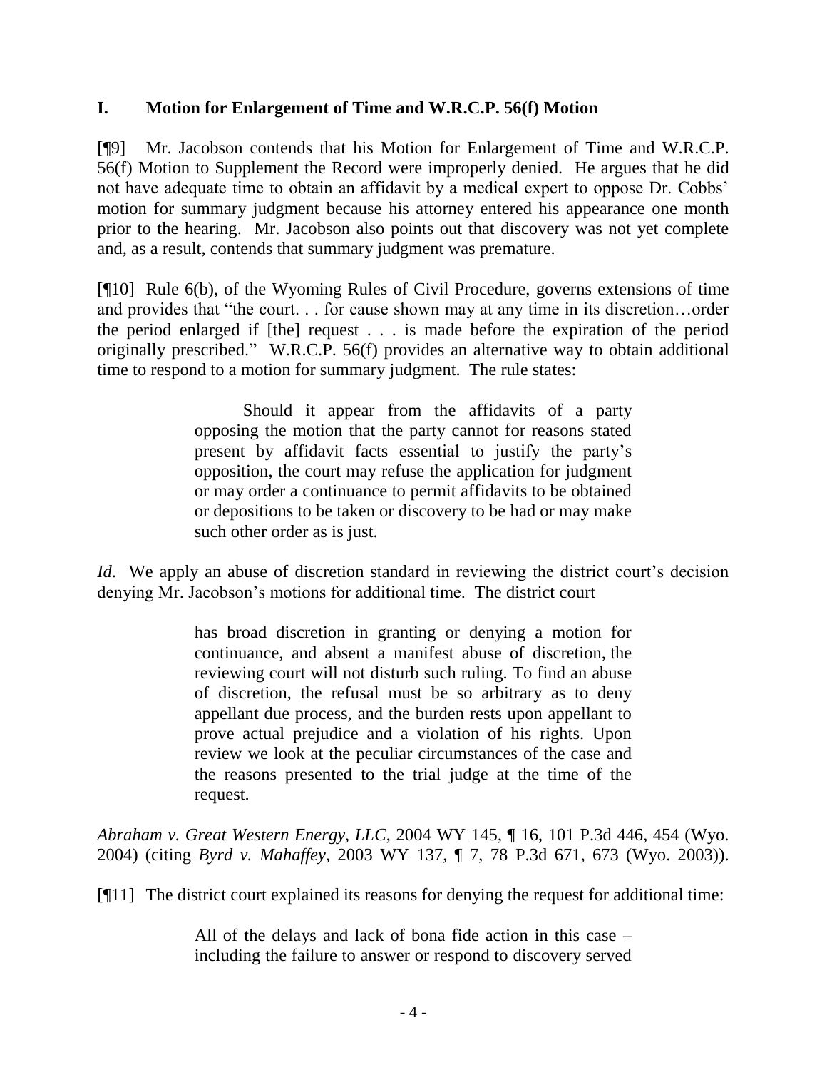## I. Motion for Enlargement of Time and W.R.C.P. 56(f) Motion

[¶9] Mr. Jacobson contends that his Motion for Enlargement of Time and W.R.C.P. 56(f) Motion to Supplement the Record were improperly denied. He argues that he did not have adequate time to obtain an affidavit by a medical expert to oppose Dr. Cobbs' motion for summary judgment because his attorney entered his appearance one month prior to the hearing. Mr. Jacobson also points out that discovery was not yet complete and, as a result, contends that summary judgment was premature.

[¶10] Rule 6(b), of the Wyoming Rules of Civil Procedure, governs extensions of time and provides that "the court. . . for cause shown may at any time in its discretion…order the period enlarged if [the] request . . . is made before the expiration of the period originally prescribed." W.R.C.P. 56(f) provides an alternative way to obtain additional time to respond to a motion for summary judgment. The rule states:

> Should it appear from the affidavits of a party opposing the motion that the party cannot for reasons stated present by affidavit facts essential to justify the party's opposition, the court may refuse the application for judgment or may order a continuance to permit affidavits to be obtained or depositions to be taken or discovery to be had or may make such other order as is just.

*Id*. We apply an abuse of discretion standard in reviewing the district court's decision denying Mr. Jacobson's motions for additional time. The district court

> has broad discretion in granting or denying a motion for continuance, and absent a manifest abuse of discretion, the reviewing court will not disturb such ruling. To find an abuse of discretion, the refusal must be so arbitrary as to deny appellant due process, and the burden rests upon appellant to prove actual prejudice and a violation of his rights. Upon review we look at the peculiar circumstances of the case and the reasons presented to the trial judge at the time of the request.

*Abraham v. Great Western Energy, LLC*, 2004 WY 145, ¶ 16, 101 P.3d 446, 454 (Wyo. 2004) (citing *Byrd v. Mahaffey*, 2003 WY 137, ¶ 7, 78 P.3d 671, 673 (Wyo. 2003)).

[¶11] The district court explained its reasons for denying the request for additional time:

> All of the delays and lack of bona fide action in this case – including the failure to answer or respond to discovery served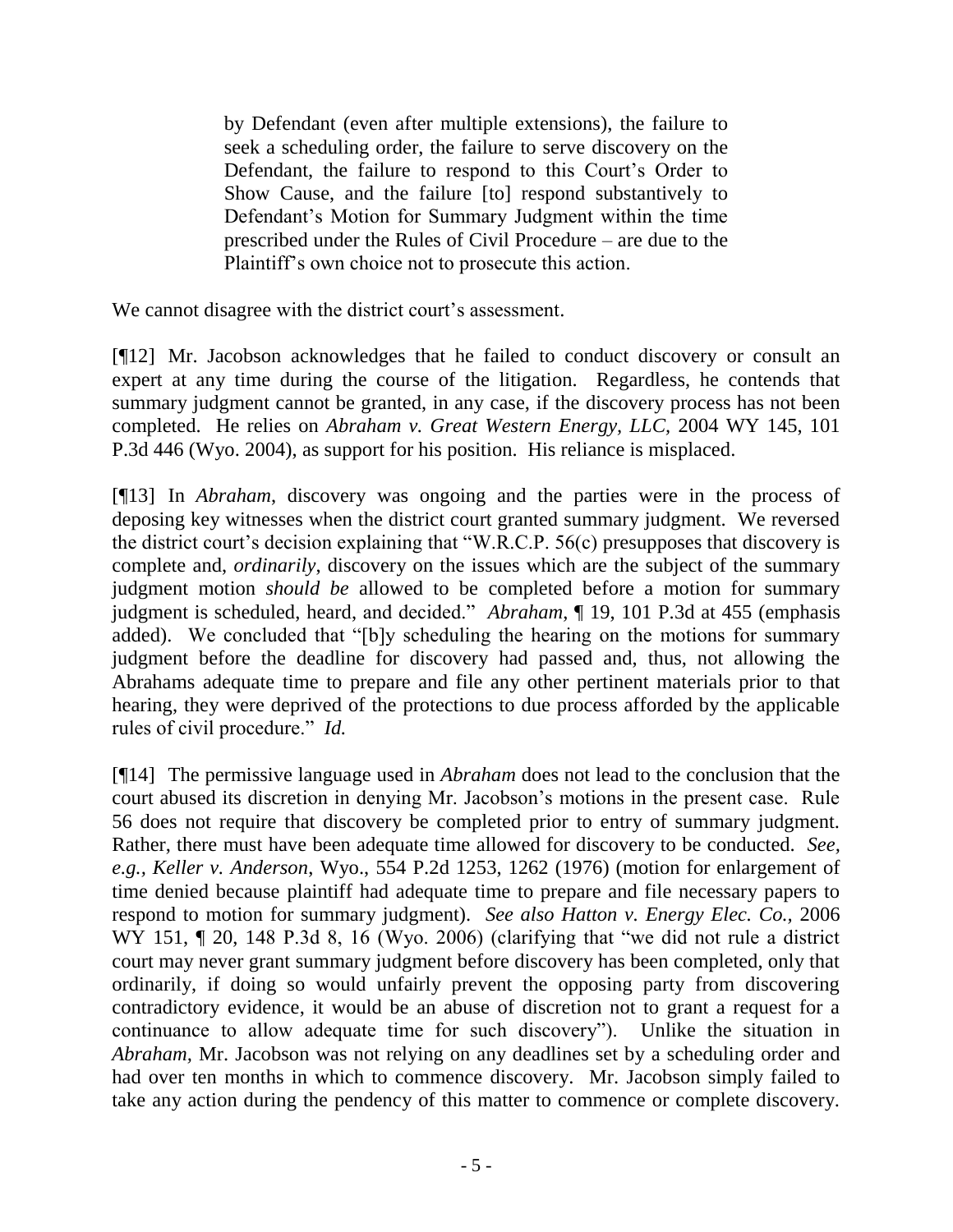> by Defendant (even after multiple extensions), the failure to seek a scheduling order, the failure to serve discovery on the Defendant, the failure to respond to this Court's Order to Show Cause, and the failure [to] respond substantively to Defendant's Motion for Summary Judgment within the time prescribed under the Rules of Civil Procedure – are due to the Plaintiff's own choice not to prosecute this action.

We cannot disagree with the district court's assessment.

[¶12] Mr. Jacobson acknowledges that he failed to conduct discovery or consult an expert at any time during the course of the litigation. Regardless, he contends that summary judgment cannot be granted, in any case, if the discovery process has not been completed. He relies on *Abraham v. Great Western Energy, LLC*, 2004 WY 145, 101 P.3d 446 (Wyo. 2004), as support for his position. His reliance is misplaced.

[¶13] In *Abraham*, discovery was ongoing and the parties were in the process of deposing key witnesses when the district court granted summary judgment. We reversed the district court's decision explaining that "W.R.C.P. 56(c) presupposes that discovery is complete and, *ordinarily*, discovery on the issues which are the subject of the summary judgment motion *should be* allowed to be completed before a motion for summary judgment is scheduled, heard, and decided." *Abraham*, ¶ 19, 101 P.3d at 455 (emphasis added). We concluded that "[b]y scheduling the hearing on the motions for summary judgment before the deadline for discovery had passed and, thus, not allowing the Abrahams adequate time to prepare and file any other pertinent materials prior to that hearing, they were deprived of the protections to due process afforded by the applicable rules of civil procedure." *Id.*

[¶14] The permissive language used in *Abraham* does not lead to the conclusion that the court abused its discretion in denying Mr. Jacobson's motions in the present case. Rule 56 does not require that discovery be completed prior to entry of summary judgment. Rather, there must have been adequate time allowed for discovery to be conducted. *See, e.g., Keller v. Anderson*, Wyo., 554 P.2d 1253, 1262 (1976) (motion for enlargement of time denied because plaintiff had adequate time to prepare and file necessary papers to respond to motion for summary judgment). *See also Hatton v. Energy Elec. Co.*, 2006 WY 151, ¶ 20, 148 P.3d 8, 16 (Wyo. 2006) (clarifying that "we did not rule a district court may never grant summary judgment before discovery has been completed, only that ordinarily, if doing so would unfairly prevent the opposing party from discovering contradictory evidence, it would be an abuse of discretion not to grant a request for a continuance to allow adequate time for such discovery"). Unlike the situation in *Abraham*, Mr. Jacobson was not relying on any deadlines set by a scheduling order and had over ten months in which to commence discovery. Mr. Jacobson simply failed to take any action during the pendency of this matter to commence or complete discovery.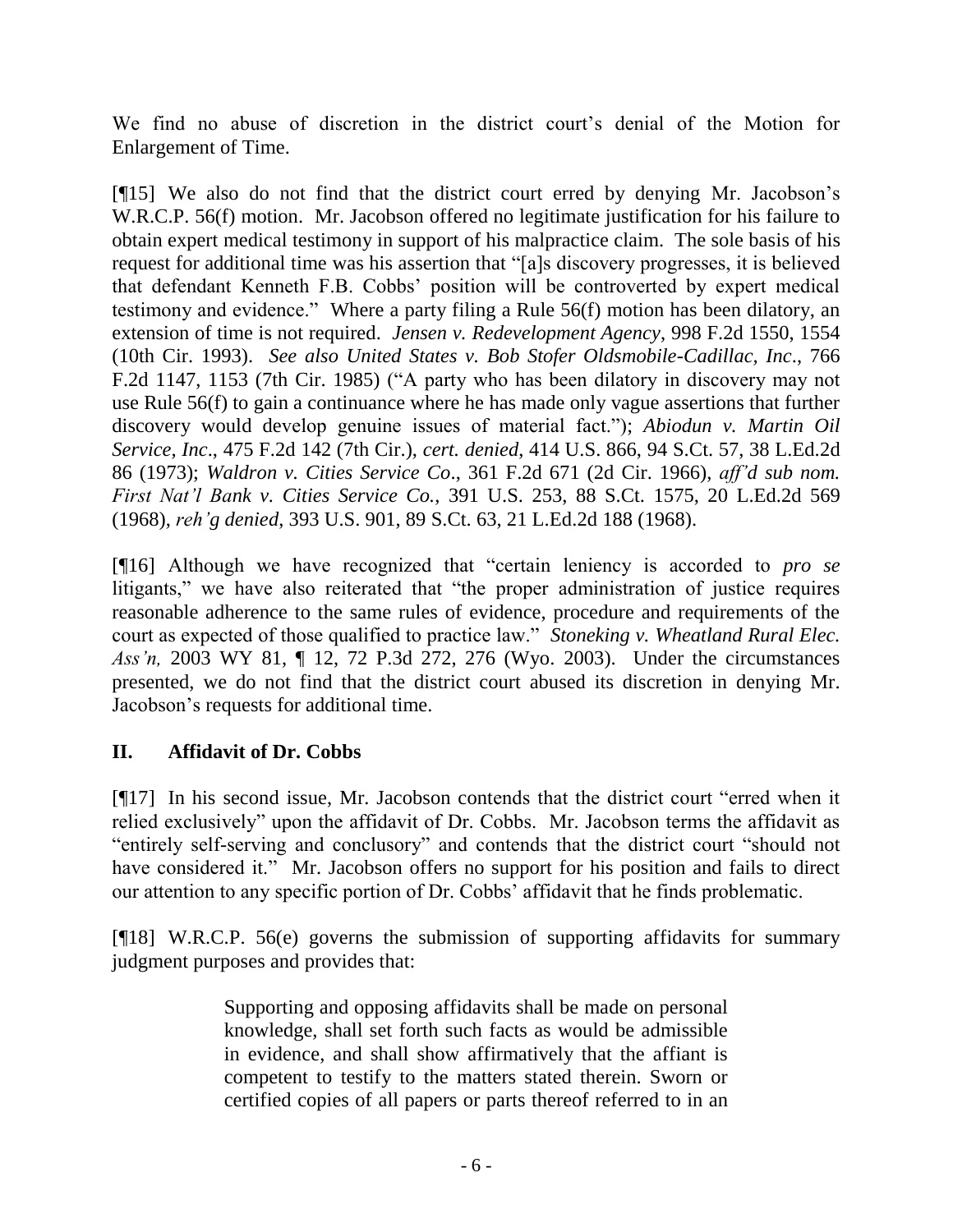We find no abuse of discretion in the district court's denial of the Motion for Enlargement of Time.

[¶15] We also do not find that the district court erred by denying Mr. Jacobson's W.R.C.P. 56(f) motion. Mr. Jacobson offered no legitimate justification for his failure to obtain expert medical testimony in support of his malpractice claim. The sole basis of his request for additional time was his assertion that "[a]s discovery progresses, it is believed that defendant Kenneth F.B. Cobbs' position will be controverted by expert medical testimony and evidence." Where a party filing a Rule 56(f) motion has been dilatory, an extension of time is not required. *Jensen v. Redevelopment Agency*, 998 F.2d 1550, 1554 (10th Cir. 1993). *See also United States v. Bob Stofer Oldsmobile-Cadillac, Inc*., 766 F.2d 1147, 1153 (7th Cir. 1985) ("A party who has been dilatory in discovery may not use Rule 56(f) to gain a continuance where he has made only vague assertions that further discovery would develop genuine issues of material fact."); *Abiodun v. Martin Oil Service, Inc*., 475 F.2d 142 (7th Cir.), *cert. denied*, 414 U.S. 866, 94 S.Ct. 57, 38 L.Ed.2d 86 (1973); *Waldron v. Cities Service Co*., 361 F.2d 671 (2d Cir. 1966), *aff'd sub nom. First Nat'l Bank v. Cities Service Co.*, 391 U.S. 253, 88 S.Ct. 1575, 20 L.Ed.2d 569 (1968), *reh'g denied*, 393 U.S. 901, 89 S.Ct. 63, 21 L.Ed.2d 188 (1968).

[¶16] Although we have recognized that "certain leniency is accorded to *pro se* litigants," we have also reiterated that "the proper administration of justice requires reasonable adherence to the same rules of evidence, procedure and requirements of the court as expected of those qualified to practice law." *Stoneking v. Wheatland Rural Elec. Ass'n,* 2003 WY 81, ¶ 12, 72 P.3d 272, 276 (Wyo. 2003). Under the circumstances presented, we do not find that the district court abused its discretion in denying Mr. Jacobson's requests for additional time.

## II. Affidavit of Dr. Cobbs

[¶17] In his second issue, Mr. Jacobson contends that the district court "erred when it relied exclusively" upon the affidavit of Dr. Cobbs. Mr. Jacobson terms the affidavit as "entirely self-serving and conclusory" and contends that the district court "should not have considered it." Mr. Jacobson offers no support for his position and fails to direct our attention to any specific portion of Dr. Cobbs' affidavit that he finds problematic.

[¶18] W.R.C.P. 56(e) governs the submission of supporting affidavits for summary judgment purposes and provides that:

> Supporting and opposing affidavits shall be made on personal knowledge, shall set forth such facts as would be admissible in evidence, and shall show affirmatively that the affiant is competent to testify to the matters stated therein. Sworn or certified copies of all papers or parts thereof referred to in an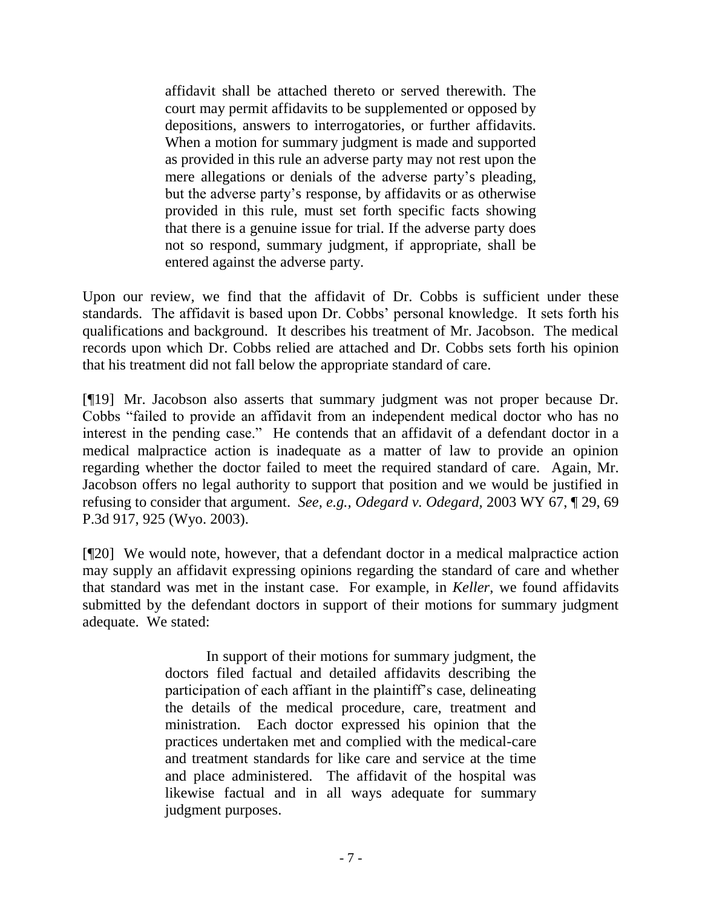> affidavit shall be attached thereto or served therewith. The court may permit affidavits to be supplemented or opposed by depositions, answers to interrogatories, or further affidavits. When a motion for summary judgment is made and supported as provided in this rule an adverse party may not rest upon the mere allegations or denials of the adverse party's pleading, but the adverse party's response, by affidavits or as otherwise provided in this rule, must set forth specific facts showing that there is a genuine issue for trial. If the adverse party does not so respond, summary judgment, if appropriate, shall be entered against the adverse party.

Upon our review, we find that the affidavit of Dr. Cobbs is sufficient under these standards. The affidavit is based upon Dr. Cobbs' personal knowledge. It sets forth his qualifications and background. It describes his treatment of Mr. Jacobson. The medical records upon which Dr. Cobbs relied are attached and Dr. Cobbs sets forth his opinion that his treatment did not fall below the appropriate standard of care.

[¶19] Mr. Jacobson also asserts that summary judgment was not proper because Dr. Cobbs "failed to provide an affidavit from an independent medical doctor who has no interest in the pending case." He contends that an affidavit of a defendant doctor in a medical malpractice action is inadequate as a matter of law to provide an opinion regarding whether the doctor failed to meet the required standard of care. Again, Mr. Jacobson offers no legal authority to support that position and we would be justified in refusing to consider that argument. *See, e.g., Odegard v. Odegard*, 2003 WY 67, ¶ 29, 69 P.3d 917, 925 (Wyo. 2003).

[¶20] We would note, however, that a defendant doctor in a medical malpractice action may supply an affidavit expressing opinions regarding the standard of care and whether that standard was met in the instant case. For example, in *Keller*, we found affidavits submitted by the defendant doctors in support of their motions for summary judgment adequate. We stated:

> In support of their motions for summary judgment, the doctors filed factual and detailed affidavits describing the participation of each affiant in the plaintiff's case, delineating the details of the medical procedure, care, treatment and ministration. Each doctor expressed his opinion that the practices undertaken met and complied with the medical-care and treatment standards for like care and service at the time and place administered. The affidavit of the hospital was likewise factual and in all ways adequate for summary judgment purposes.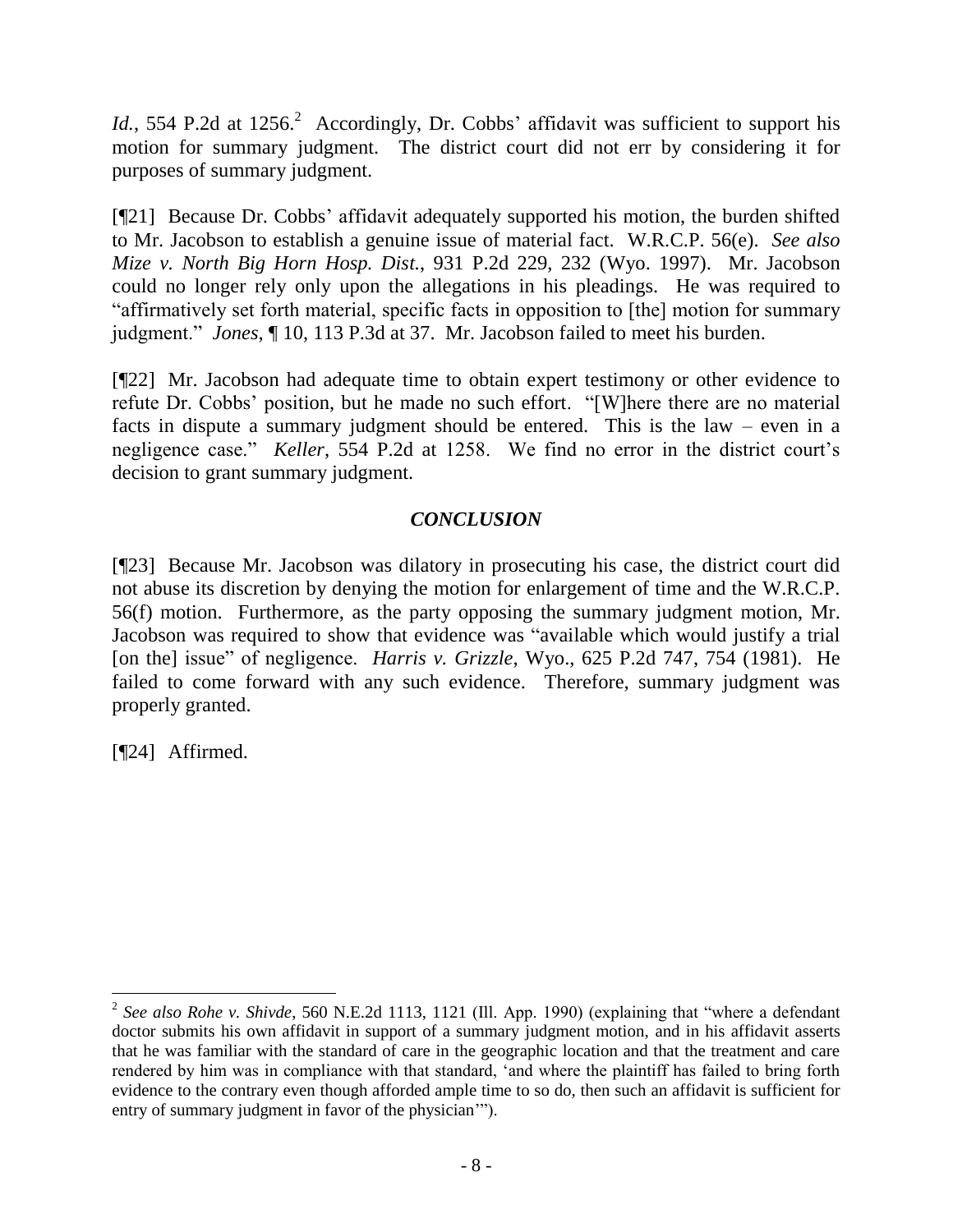*Id.*, 554 P.2d at 1256.[2] Accordingly, Dr. Cobbs' affidavit was sufficient to support his motion for summary judgment. The district court did not err by considering it for purposes of summary judgment.

[¶21] Because Dr. Cobbs' affidavit adequately supported his motion, the burden shifted to Mr. Jacobson to establish a genuine issue of material fact. W.R.C.P. 56(e). *See also Mize v. North Big Horn Hosp. Dist.*, 931 P.2d 229, 232 (Wyo. 1997). Mr. Jacobson could no longer rely only upon the allegations in his pleadings. He was required to "affirmatively set forth material, specific facts in opposition to [the] motion for summary judgment." *Jones*, ¶ 10, 113 P.3d at 37. Mr. Jacobson failed to meet his burden.

[¶22] Mr. Jacobson had adequate time to obtain expert testimony or other evidence to refute Dr. Cobbs' position, but he made no such effort. "[W]here there are no material facts in dispute a summary judgment should be entered. This is the law – even in a negligence case." *Keller*, 554 P.2d at 1258. We find no error in the district court's decision to grant summary judgment.

## *CONCLUSION*

[¶23] Because Mr. Jacobson was dilatory in prosecuting his case, the district court did not abuse its discretion by denying the motion for enlargement of time and the W.R.C.P. 56(f) motion. Furthermore, as the party opposing the summary judgment motion, Mr. Jacobson was required to show that evidence was "available which would justify a trial [on the] issue" of negligence. *Harris v. Grizzle*, Wyo., 625 P.2d 747, 754 (1981). He failed to come forward with any such evidence. Therefore, summary judgment was properly granted.

[¶24] Affirmed.

---

[2] *See also Rohe v. Shivde*, 560 N.E.2d 1113, 1121 (Ill. App. 1990) (explaining that "where a defendant doctor submits his own affidavit in support of a summary judgment motion, and in his affidavit asserts that he was familiar with the standard of care in the geographic location and that the treatment and care rendered by him was in compliance with that standard, 'and where the plaintiff has failed to bring forth evidence to the contrary even though afforded ample time to so do, then such an affidavit is sufficient for entry of summary judgment in favor of the physician'").